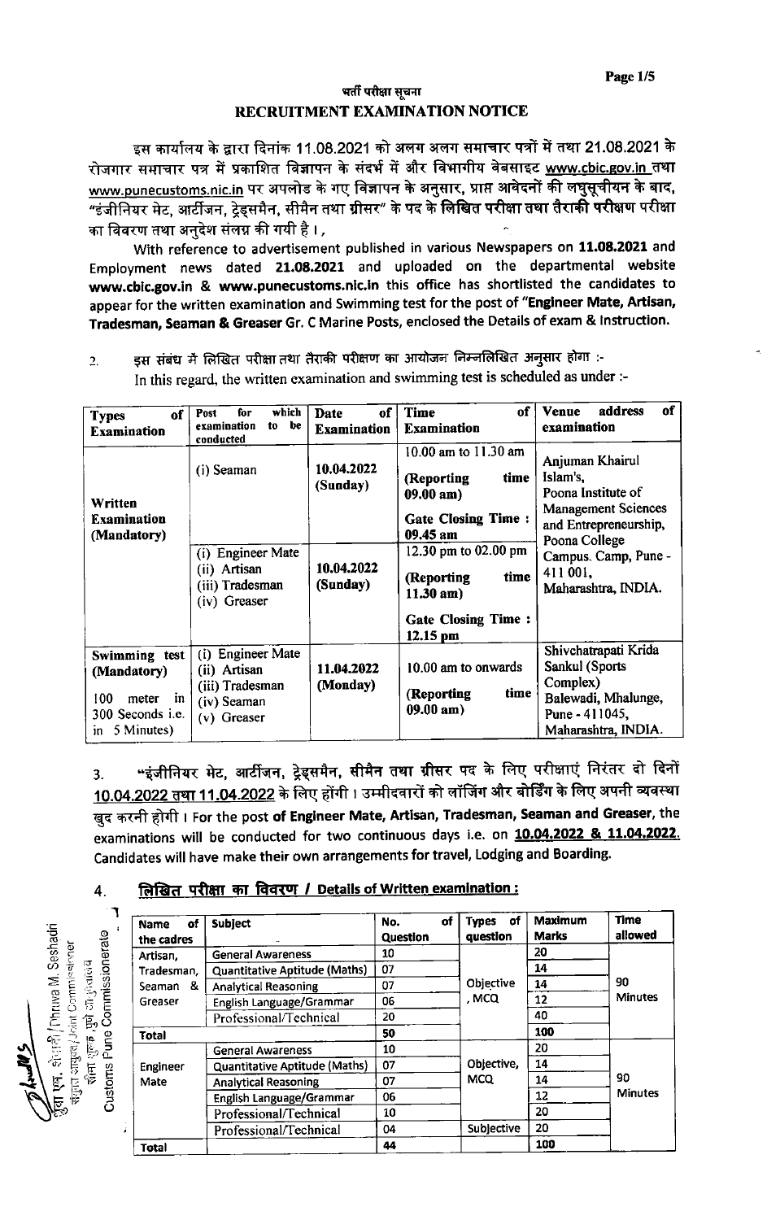# भर्ती परीक्षा सूचना

# RECRUITMENT EXAMINATION NOTICE

इस कार्यालय के द्वारा दिनांक 11.08.2021 को अलग अलग समाचार पत्रों में तथा 21.08.2021 के रोजगार समाचार पत्र में प्रकाशित विज्ञापन के संदर्भ में और विभागीय वेबसाइट www.cbic.gov.in तथा www.punecustoms.nic.in पर अपलोड के गए विज्ञापन के अनुसार, प्राप्त आवेदनों की लघुसूचीयन के बाद, "इंजीनियर मेट, आर्टीजन, ट्रेड्समैन, सीमैन तथा ग्रीसर" के पद के **लिखित परीक्षा तथा तैराकी परीक्षण परीक्षा** का विवरण तथा अनुदेश संलग्न की गयी है।,

With reference to advertisement published in various Newspapers on **11.08.2021** and Employment news dated **21.08.2021** and uploaded on the departmental website **www.cbic.gov.in & www.punecustoms.nic.in** this office has shortlisted the candidates to appear for the written examination and Swimming test for the post of **"Engineer Mate, Artisan, Tradesman, Seaman & Greaser** Gr. C Marine Posts, enclosed the Details of exam & Instruction.

2. इस संबंध में लिखित परीक्षा तथा तैराकी परीक्षण का आयोजन निम्नलिखित अनुसार होगा :-
   In this regard, the written examination and swimming test is scheduled as under :-

| Types of Examination | Post for which examination to be conducted | Date of Examination | Time of Examination | Venue address of examination |
|---|---|---|---|---|
| Written Examination (Mandatory) | (i) Seaman | 10.04.2022 (Sunday) | 10.00 am to 11.30 am<br>(Reporting time 09.00 am)<br>**Gate Closing Time : 09.45 am** | Anjuman Khairul Islam's, Poona Institute of Management Sciences and Entrepreneurship, Poona College Campus. Camp, Pune - 411 001, Maharashtra, INDIA. |
| | (i) Engineer Mate<br>(ii) Artisan<br>(iii) Tradesman<br>(iv) Greaser | 10.04.2022 (Sunday) | 12.30 pm to 02.00 pm<br>(Reporting time 11.30 am)<br>**Gate Closing Time : 12.15 pm** | |
| Swimming test (Mandatory)<br>100 meter in 300 Seconds i.e. in 5 Minutes) | (i) Engineer Mate<br>(ii) Artisan<br>(iii) Tradesman<br>(iv) Seaman<br>(v) Greaser | 11.04.2022 (Monday) | 10.00 am to onwards<br>(Reporting time 09.00 am) | Shivchatrapati Krida Sankul (Sports Complex) Balewadi, Mhalunge, Pune - 411045, Maharashtra, INDIA. |

3. "इंजीनियर मेट, आर्टीजन, ट्रेड्समैन, सीमैन तथा ग्रीसर पद के लिए परीक्षाएं निरंतर दो दिनों **10.04.2022 तथा 11.04.2022** के लिए होंगी। उम्मीदवारों को लॉजिंग और बोर्डिंग के लिए अपनी व्यवस्था खुद करनी होगी। For the post **of Engineer Mate, Artisan, Tradesman, Seaman and Greaser**, the examinations will be conducted for two continuous days i.e. on **10.04.2022 & 11.04.2022.** Candidates will have make their own arrangements for travel, Lodging and Boarding.

4. **लिखित परीक्षा का विवरण / Details of Written examination :**

| Name of the cadres | Subject | No. of Question | Types of question | Maximum Marks | Time allowed |
|---|---|---|---|---|---|
| Artisan, Tradesman, Seaman & Greaser | General Awareness | 10 | Objective, MCQ | 20 | 90 Minutes |
| | Quantitative Aptitude (Maths) | 07 | | 14 | |
| | Analytical Reasoning | 07 | | 14 | |
| | English Language/Grammar | 06 | | 12 | |
| | Professional/Technical | 20 | | 40 | |
| **Total** | | 50 | | 100 | |
| Engineer Mate | General Awareness | 10 | Objective, MCQ | 20 | 90 Minutes |
| | Quantitative Aptitude (Maths) | 07 | | 14 | |
| | Analytical Reasoning | 07 | | 14 | |
| | English Language/Grammar | 06 | | 12 | |
| | Professional/Technical | 10 | | 20 | |
| | Professional/Technical | 04 | Subjective | 20 | |
| **Total** | | 44 | | 100 | |

ध्रुवा एम. शेषाद्रि / Dhruva M. Seshadri
संयुक्त आयुक्त / Joint Commissioner
सीमा शुल्क, पुणे आयुक्तालय
Customs Pune Commissionerate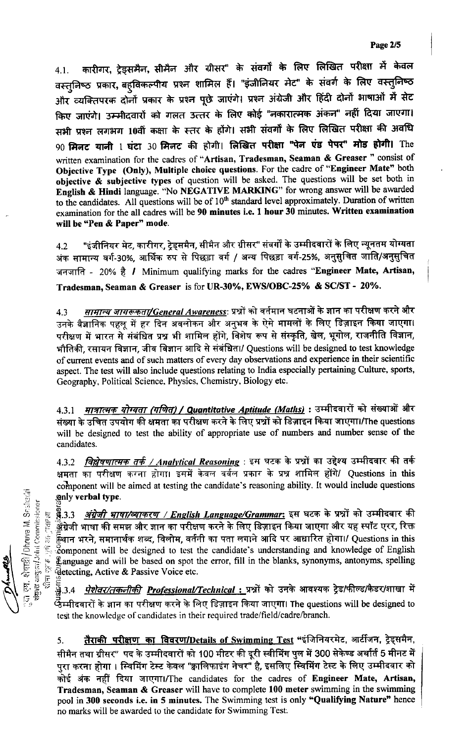4.1. कारीगर, ट्रेड्समैन, सीमैन और ग्रीसर" के संवर्गों के लिए लिखित परीक्षा में केवल वस्तुनिष्ठ प्रकार, बहुविकल्पीय प्रश्न शामिल हैं। "इंजीनियर मेट" के संवर्ग के लिए वस्तुनिष्ठ और व्यक्तिपरक दोनों प्रकार के प्रश्न पूछे जाएंगे। प्रश्न अंग्रेजी और हिंदी दोनों भाषाओं में सेट किए जाएंगे। उम्मीदवारों को गलत उत्तर के लिए कोई "नकारात्मक अंकन" नहीं दिया जाएगा। सभी प्रश्न लगभग 10वीं कक्षा के स्तर के होंगे। सभी संवर्गों के लिए लिखित परीक्षा की अवधि **90 मिनट यानी 1 घंटा 30 मिनट** की होगी। **लिखित परीक्षा "पेन एंड पेपर" मोड होगी।** The written examination for the cadres of "**Artisan, Tradesman, Seaman & Greaser** " consist of **Objective Type (Only), Multiple choice questions**. For the cadre of "**Engineer Mate**" both **objective & subjective types** of question will be asked. The questions will be set both in **English & Hindi** language. "No **NEGATIVE MARKING**" for wrong answer will be awarded to the candidates. All questions will be of 10th standard level approximately. Duration of written examination for the all cadres will be **90 minutes i.e. 1 hour 30 minutes. Written examination will be "Pen & Paper" mode.**

4.2 "इंजीनियर मेट, कारीगर, ट्रेड्समैन, सीमैन और ग्रीसर" संवर्ग के उम्मीदवारों के लिए न्यूनतम योग्यता अंक सामान्य वर्ग-30%, आर्थिक रुप से पिछड़ा वर्ग / अन्य पिछड़ा वर्ग-25%, अनुसुचित जाति/अनुसुचित जनजाति - 20% है / Minimum qualifying marks for the cadres "**Engineer Mate, Artisan, Tradesman, Seaman & Greaser** is for **UR-30%, EWS/OBC-25% & SC/ST - 20%.**

4.3 ***सामान्य जागरूकता/General Awareness***: प्रश्नों को वर्तमान घटनाओं के ज्ञान का परीक्षण करने और उनके वैज्ञानिक पहलू में हर दिन अवलोकन और अनुभव के ऐसे मामलों के लिए डिज़ाइन किया जाएगा। परीक्षण में भारत से संबंधित प्रश्न भी शामिल होंगे, विशेष रूप से संस्कृति, खेल, भूगोल, राजनीति विज्ञान, भौतिकी, रसायन विज्ञान, जीव विज्ञान आदि से संबंधित।/ Questions will be designed to test knowledge of current events and of such matters of every day observations and experience in their scientific aspect. The test will also include questions relating to India especially pertaining Culture, sports, Geography, Political Science, Physics, Chemistry, Biology etc.

4.3.1 ***मात्रात्मक योग्यता (गणित) / Quantitative Aptitude (Maths)*** : उम्मीदवारों को संख्याओं और संख्या के उचित उपयोग की क्षमता का परीक्षण करने के लिए प्रश्नों को डिज़ाइन किया जाएगा।/The questions will be designed to test the ability of appropriate use of numbers and number sense of the candidates.

4.3.2 ***विश्लेषणात्मक तर्क / Analytical Reasoning*** : इस घटक के प्रश्नों का उद्देश्य उम्मीदवार की तर्क क्षमता का परीक्षण करना होगा। इसमें केवल वर्बल प्रकार के प्रश्न शामिल होंगे/ Questions in this component will be aimed at testing the candidate's reasoning ability. It would include questions only verbal type.

4.3.3 ***अंग्रेजी भाषा/व्याकरण / English Language/Grammar***: इस घटक के प्रश्नों को उम्मीदवार की अंग्रेजी भाषा की समझ और ज्ञान का परीक्षण करने के लिए डिज़ाइन किया जाएगा और यह स्पॉट एरर, रिक्त स्थान भरने, समानार्थक शब्द, विलोम, वर्तनी का पता लगाने आदि पर आधारित होगा।/ Questions in this component will be designed to test the candidate's understanding and knowledge of English Language and will be based on spot the error, fill in the blanks, synonyms, antonyms, spelling detecting, Active & Passive Voice etc.

4.3.4 ***पेशेवर/तकनीकी Professional/Technical*** : प्रश्नों को उनके आवश्यक ट्रेड/फील्ड/कैडर/शाखा में उम्मीदवारों के ज्ञान का परीक्षण करने के लिए डिज़ाइन किया जाएगा। The questions will be designed to test the knowledge of candidates in their required trade/field/cadre/branch.

5. **तैराकी परीक्षण का विवरण/Details of Swimming Test** "इंजिनियरमेट, आर्टीजन, ट्रेड्समैन, सीमैन तथा ग्रीसर" पद के उम्मीदवारों को 100 मीटर की दूरी स्वीमिंग पुल में 300 सेकेण्ड अर्थात 5 मीनट में पुरा करना होगा । स्विमिंग टेस्ट केवल "क्वालिफाइंग नेचर" है, इसलिए स्विमिंग टेस्ट के लिए उम्मीदवार को कोई अंक नहीं दिया जाएगा।The candidates for the cadres of **Engineer Mate, Artisan, Tradesman, Seaman & Greaser** will have to complete **100 meter** swimming in the swimming pool in **300 seconds i.e. in 5 minutes.** The Swimming test is only "**Qualifying Nature**" hence no marks will be awarded to the candidate for Swimming Test.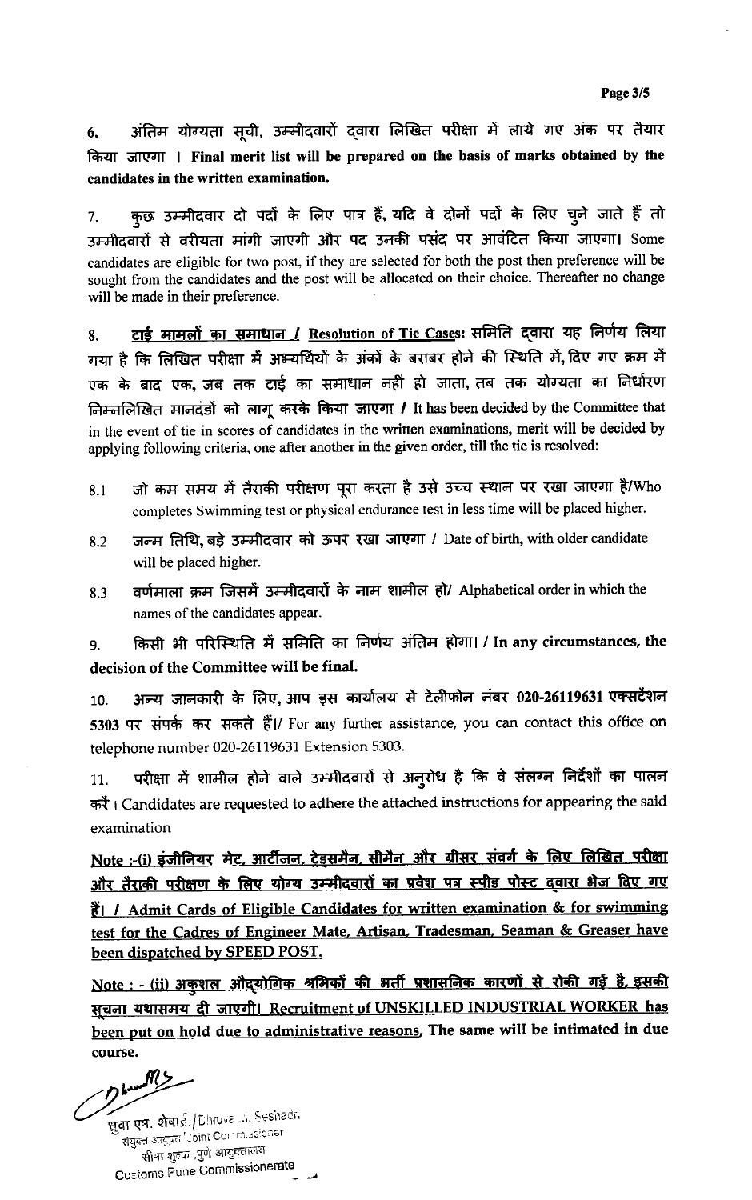6. अंतिम योग्यता सूची, उम्मीदवारों द्वारा लिखित परीक्षा में लाये गए अंक पर तैयार किया जाएगा । **Final merit list will be prepared on the basis of marks obtained by the candidates in the written examination.**

7. कुछ उम्मीदवार दो पदों के लिए पात्र हैं, यदि वे दोनों पदों के लिए चुने जाते हैं तो उम्मीदवारों से वरीयता मांगी जाएगी और पद उनकी पसंद पर आवंटित किया जाएगा। Some candidates are eligible for two post, if they are selected for both the post then preference will be sought from the candidates and the post will be allocated on their choice. Thereafter no change will be made in their preference.

8. **<u>टाई मामलों का समाधान / Resolution of Tie Cases</u>:** समिति द्वारा यह निर्णय लिया गया है कि लिखित परीक्षा में अभ्यर्थियों के अंकों के बराबर होने की स्थिति में, दिए गए क्रम में एक के बाद एक, जब तक टाई का समाधान नहीं हो जाता, तब तक योग्यता का निर्धारण निम्नलिखित मानदंडों को लागू करके किया जाएगा / It has been decided by the Committee that in the event of tie in scores of candidates in the written examinations, merit will be decided by applying following criteria, one after another in the given order, till the tie is resolved:

8.1 जो कम समय में तैराकी परीक्षण पूरा करता है उसे उच्च स्थान पर रखा जाएगा है/Who completes Swimming test or physical endurance test in less time will be placed higher.

8.2 जन्म तिथि, बड़े उम्मीदवार को ऊपर रखा जाएगा / Date of birth, with older candidate will be placed higher.

8.3 वर्णमाला क्रम जिसमें उम्मीदवारों के नाम शामील हो/ Alphabetical order in which the names of the candidates appear.

9. **किसी भी परिस्थिति में समिति का निर्णय अंतिम होगा। / In any circumstances, the decision of the Committee will be final.**

10. अन्य जानकारी के लिए, आप इस कार्यालय से टेलीफोन नंबर **020-26119631** एक्सटेंशन **5303** पर संपर्क कर सकते हैं।/ For any further assistance, you can contact this office on telephone number 020-26119631 Extension 5303.

11. परीक्षा में शामील होने वाले उम्मीदवारों से अनुरोध है कि वे संलग्न निर्देशों का पालन करें। Candidates are requested to adhere the attached instructions for appearing the said examination

**<u>Note :-(i) इंजीनियर मेट, आर्टीजन, ट्रेड्समैन, सीमैन और ग्रीसर संवर्ग के लिए लिखित परीक्षा और तैराकी परीक्षण के लिए योग्य उम्मीदवारों का प्रवेश पत्र स्पीड पोस्ट द्वारा भेज दिए गए हैं। / Admit Cards of Eligible Candidates for written examination & for swimming test for the Cadres of Engineer Mate, Artisan, Tradesman, Seaman & Greaser have been dispatched by SPEED POST.</u>**

**<u>Note : - (ii) अकुशल औद्योगिक श्रमिकों की भर्ती प्रशासनिक कारणों से रोकी गई है, इसकी सूचना यथासमय दी जाएगी। Recruitment of UNSKILLED INDUSTRIAL WORKER has been put on hold due to administrative reasons,</u> The same will be intimated in due course.**

ध्रुवा एन. शेषाद्रि /Dhruva N. Seshadri
संयुक्त आयुक्त /Joint Commissioner
सीमा शुल्क ,पुणे आयुक्तालय
Customs Pune Commissionerate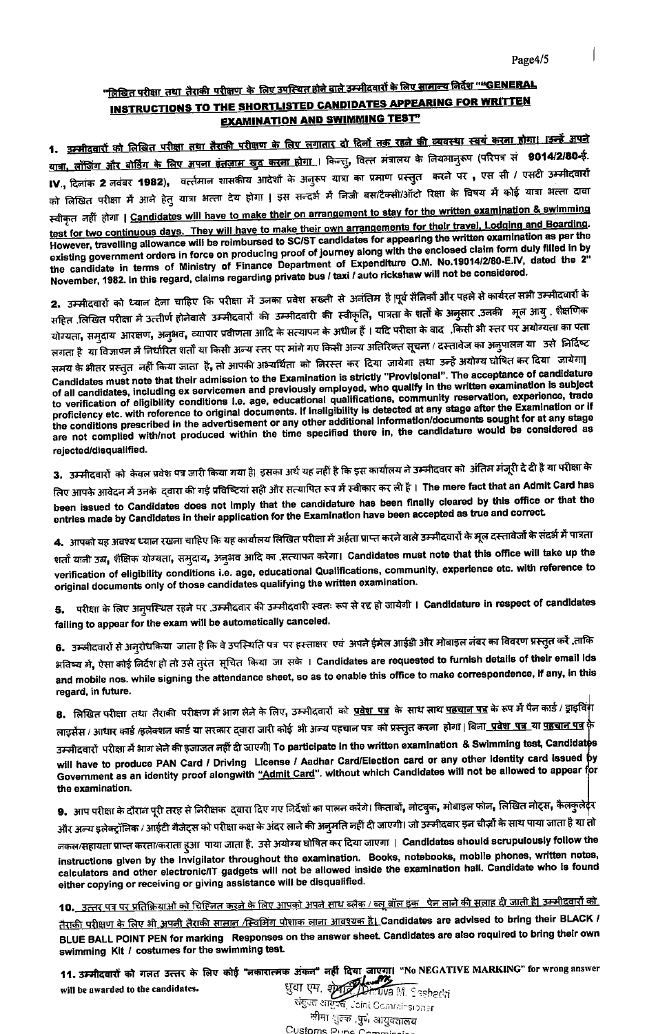## "लिखित परीक्षा तथा तैराकी परीक्षण के लिए उपस्थित होने वाले उम्मीदवारों के लिए सामान्य निर्देश ""GENERAL INSTRUCTIONS TO THE SHORTLISTED CANDIDATES APPEARING FOR WRITTEN EXAMINATION AND SWIMMING TEST"

**1.** <u>उम्मीदवारों को लिखित परीक्षा तथा तैराकी परीक्षण के लिए लगातार दो दिनों तक रहने की व्यवस्था स्वयं करना होगा। उन्हें अपने यात्रा, लॉजिंग और बोर्डिंग के लिए अपना इंतजाम खुद करना होगा</u>। किन्तु, वित्त मंत्रालय के नियमानुरूप (परिपत्र सं **9014/2/80-ई. IV.**, दिनांक **2** नवंबर **1982**), वर्तमान शासकीय आदेशों के अनुरूप यात्रा का प्रमाण प्रस्तुत करने पर, एस सी / एसटी उम्मीदवारों को लिखित परीक्षा में आने हेतु यात्रा भत्ता देय होगा। इस सन्दर्भ में निजी बस/टैक्सी/ऑटो रिक्शा के विषय में कोई यात्रा भत्ता दावा स्वीकृत नहीं होगा। <u>Candidates will have to make their on arrangement to stay for the written examination & swimming test for two continuous days. They will have to make their own arrangements for their travel, Lodging and Boarding.</u> However, travelling allowance will be reimbursed to SC/ST candidates for appearing the written examination as per the existing government orders in force on producing proof of journey along with the enclosed claim form duly filled in by the candidate in terms of Ministry of Finance Department of Expenditure O.M. No.19014/2/80-E.IV, dated the 2" November, 1982. In this regard, claims regarding private bus / taxi / auto rickshaw will not be considered.

**2.** उम्मीदवारों को ध्यान देना चाहिए कि परीक्षा में उनका प्रवेश सख्ती से अनंतिम है। पूर्व सैनिकों और पहले से कार्यरत सभी उम्मीदवारों के सहित, लिखित परीक्षा में उत्तीर्ण होनेवाले उम्मीदवारों की उम्मीदवारी की स्वीकृति, पात्रता के शर्तों के अनुसार, उनकी मूल आयु, शैक्षणिक योग्यता, समुदाय आरक्षण, अनुभव, व्यापार प्रवीणता आदि के सत्यापन के अधीन हैं। यदि परीक्षा के बाद, किसी भी स्तर पर अयोग्यता का पता लगता है या विज्ञापन में निर्धारित शर्तों या किसी अन्य स्तर पर मांगे गए किसी अन्य अतिरिक्त सूचना / दस्तावेज का अनुपालन या उसे निर्दिष्ट समय के भीतर प्रस्तुत नहीं किया जाता है, तो आपकी अभ्यर्थिता को निरस्त कर दिया जायेगा तथा उन्हें अयोग्य घोषित कर दिया जायेगा। Candidates must note that their admission to the Examination is strictly "Provisional". The acceptance of candidature of all candidates, including ex servicemen and previously employed, who qualify in the written examination is subject to verification of eligibility conditions i.e. age, educational qualifications, community reservation, experience, trade proficiency etc. with reference to original documents. If ineligibility is detected at any stage after the Examination or if the conditions prescribed in the advertisement or any other additional information/documents sought for at any stage are not complied with/not produced within the time specified there in, the candidature would be considered as rejected/disqualified.

**3.** उम्मीदवारों को केवल प्रवेश पत्र जारी किया गया है। इसका अर्थ यह नहीं है कि इस कार्यालय ने उम्मीदवार को अंतिम मंजूरी दे दी है या परीक्षा के लिए आपके आवेदन में उनके द्वारा की गई प्रविष्टियां सही और सत्यापित रूप में स्वीकार कर ली हैं। The mere fact that an Admit Card has been issued to Candidates does not imply that the candidature has been finally cleared by this office or that the entries made by Candidates in their application for the Examination have been accepted as true and correct.

**4.** आपको यह अवश्य ध्यान रखना चाहिए कि यह कार्यालय लिखित परीक्षा में अर्हता प्राप्त करने वाले उम्मीदवारों के मूल दस्तावेजों के संदर्भ में पात्रता शर्तों यानी उम्र, शैक्षिक योग्यता, समुदाय, अनुभव आदि का सत्यापन करेगा। Candidates must note that this office will take up the verification of eligibility conditions i.e. age, educational Qualifications, community, experience etc. with reference to original documents only of those candidates qualifying the written examination.

**5.** परीक्षा के लिए अनुपस्थित रहने पर, उम्मीदवार की उम्मीदवारी स्वतः रूप से रद्द हो जायेगी। Candidature in respect of candidates failing to appear for the exam will be automatically canceled.

**6.** उम्मीदवारों से अनुरोध किया जाता है कि वे उपस्थिति पत्र पर हस्ताक्षर एवं अपने ईमेल आईडी और मोबाइल नंबर का विवरण प्रस्तुत करें, ताकि भविष्य में, ऐसा कोई निर्देश हो तो उसे तुरंत सूचित किया जा सके। Candidates are requested to furnish details of their email ids and mobile nos. while signing the attendance sheet, so as to enable this office to make correspondence, if any, in this regard, in future.

**8.** लिखित परीक्षा तथा तैराकी परीक्षण में भाग लेने के लिए, उम्मीदवारों को <u>**प्रवेश पत्र**</u> के साथ साथ <u>**पहचान पत्र**</u> के रूप में पैन कार्ड / ड्राइविंग लाइसेंस / आधार कार्ड /इलेक्शन कार्ड या सरकार द्वारा जारी कोई भी अन्य पहचान पत्र को प्रस्तुत करना होगा। बिना <u>**प्रवेश पत्र**</u> या <u>**पहचान पत्र**</u> के उम्मीदवारों परीक्षा में भाग लेने की इजाजत नहीं दी जाएगी। To participate in the written examination & Swimming test, Candidates will have to produce PAN Card / Driving License / Aadhar Card/Election card or any other identity card issued by Government as an identity proof alongwith <u>"Admit Card"</u>. without which Candidates will not be allowed to appear for the examination.

**9.** आप परीक्षा के दौरान पूरी तरह से निरीक्षक द्वारा दिए गए निर्देशों का पालन करेंगे। किताबों, नोटबुक, मोबाइल फोन, लिखित नोट्स, कैलकुलेटर और अन्य इलेक्ट्रॉनिक / आईटी गैजेट्स को परीक्षा कक्षा के अंदर लाने की अनुमति नहीं दी जाएगी। जो उम्मीदवार इन चीज़ों के साथ पाया जाता है या तो नकल/सहायता प्राप्त करता/कराता हुआ पाया जाता है, उसे अयोग्य घोषित कर दिया जाएगा। Candidates should scrupulously follow the instructions given by the Invigilator throughout the examination. Books, notebooks, mobile phones, written notes, calculators and other electronic/IT gadgets will not be allowed inside the examination hall. Candidate who is found either copying or receiving or giving assistance will be disqualified.

**10.** <u>उत्तर पत्र पर प्रतिक्रियाओं को चिह्नित करने के लिए आपको अपने साथ ब्लैक / ब्लू बॉल इंक पेन लाने की सलाह दी जाती है। उम्मीदवारों को तैराकी परीक्षण के लिए भी अपनी तैराकी सामान /स्विमिंग पोशाक लाना आवश्यक है।</u> Candidates are advised to bring their BLACK / BLUE BALL POINT PEN for marking Responses on the answer sheet. Candidates are also required to bring their own swimming Kit / costumes for the swimming test.

**11.** **उम्मीदवारों को गलत उत्तर के लिए कोई "नकारात्मक अंकन" नहीं दिया जाएगा।** "No NEGATIVE MARKING" for wrong answer will be awarded to the candidates.

ध्रुवा एम. शेषाद्रि / Dhruva M. Seshadri
संयुक्त आयुक्त, Joint Commissioner
सीमा शुल्क, पुणे आयुक्तालय
Customs Pune Commissionerate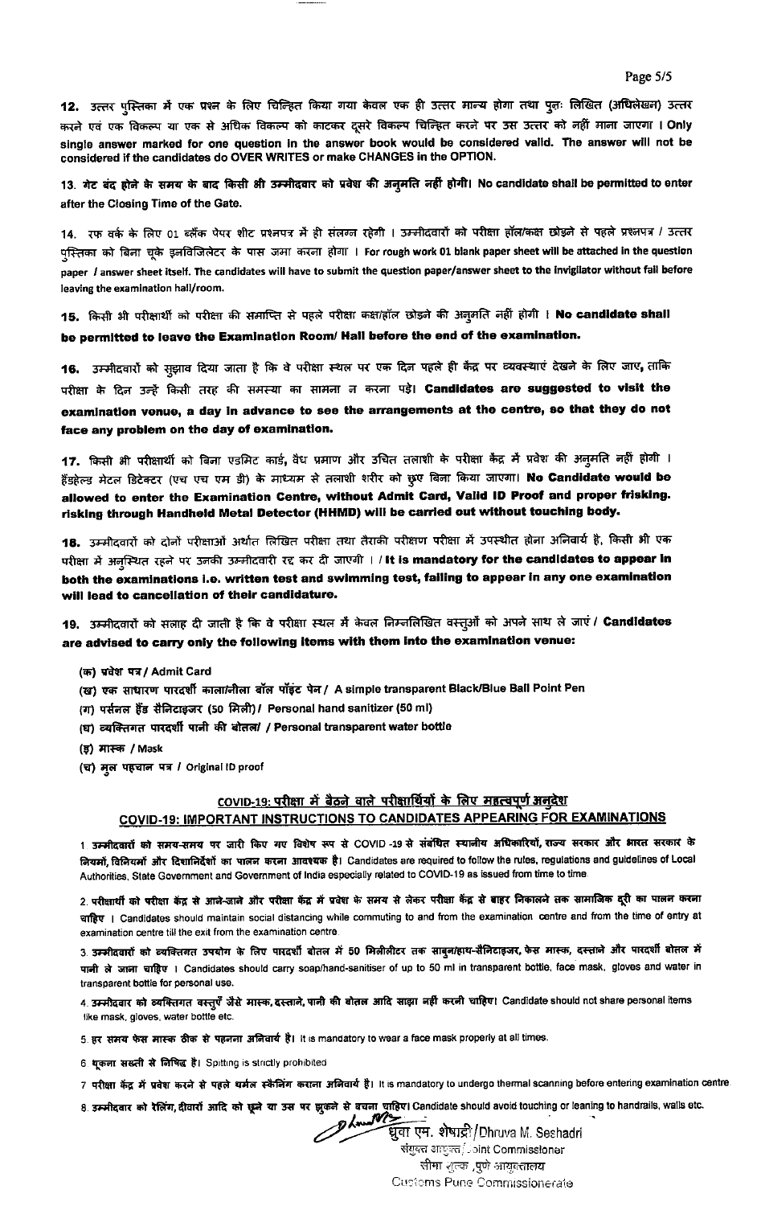**12.** उत्तर पुस्तिका में एक प्रश्न के लिए चिन्हित किया गया केवल एक ही उत्तर मान्य होगा तथा पुनः लिखित (अधिलेखन) उत्तर करने एवं एक विकल्प या एक से अधिक विकल्प को काटकर दूसरे विकल्प चिन्हित करने पर उस उत्तर को नहीं माना जाएगा । **Only single answer marked for one question in the answer book would be considered valid. The answer will not be considered if the candidates do OVER WRITES or make CHANGES in the OPTION.**

**13. गेट बंद होने के समय के बाद किसी भी उम्मीदवार को प्रवेश की अनुमति नहीं होगी। No candidate shall be permitted to enter after the Closing Time of the Gate.**

14. रफ वर्क के लिए 01 ब्लैंक पेपर शीट प्रश्नपत्र में ही संलग्न रहेगी । उम्मीदवारों को परीक्षा हॉल/कक्ष छोड़ने से पहले प्रश्नपत्र / उत्तर पुस्तिका को बिना चूके इनविजिलेटर के पास जमा करना होगा । For rough work 01 blank paper sheet will be attached in the question paper / answer sheet itself. The candidates will have to submit the question paper/answer sheet to the invigilator without fail before leaving the examination hall/room.

**15.** किसी भी परीक्षार्थी को परीक्षा की समाप्ति से पहले परीक्षा कक्षा/हॉल छोड़ने की अनुमति नहीं होगी । **No candidate shall be permitted to leave the Examination Room/ Hall before the end of the examination.**

**16.** उम्मीदवारों को सुझाव दिया जाता है कि वे परीक्षा स्थल पर एक दिन पहले ही केंद्र पर व्यवस्थाएं देखने के लिए जाए, ताकि परीक्षा के दिन उन्हें किसी तरह की समस्या का सामना न करना पड़े। **Candidates are suggested to visit the examination venue, a day in advance to see the arrangements at the centre, so that they do not face any problem on the day of examination.**

**17.** किसी भी परीक्षार्थी को बिना एडमिट कार्ड, वैध प्रमाण और उचित तलाशी के परीक्षा केंद्र में प्रवेश की अनुमति नहीं होगी । हैंडहेल्ड मेटल डिटेक्टर (एच एच एम डी) के माध्यम से तलाशी शरीर को छुए बिना किया जाएगा। **No Candidate would be allowed to enter the Examination Centre, without Admit Card, Valid ID Proof and proper frisking. risking through Handheld Metal Detector (HHMD) will be carried out without touching body.**

**18.** उम्मीदवारों को दोनों परीक्षाओं अर्थात लिखित परीक्षा तथा तैराकी परीक्षण परीक्षा में उपस्थीत होना अनिवार्य है, किसी भी एक परीक्षा में अनुस्थित रहने पर उनकी उम्मीदवारी रद्द कर दी जाएगी । / **It is mandatory for the candidates to appear in both the examinations i.e. written test and swimming test, failing to appear in any one examination will lead to cancellation of their candidature.**

**19.** उम्मीदवारों को सलाह दी जाती है कि वे परीक्षा स्थल में केवल निम्नलिखित वस्तुओं को अपने साथ ले जाएं / **Candidates are advised to carry only the following items with them into the examination venue:**

- (क) प्रवेश पत्र / Admit Card
- (ख) एक साधारण पारदर्शी काला/नीला बॉल पॉइंट पेन / A simple transparent Black/Blue Ball Point Pen
- (ग) पर्सनल हैंड सैनिटाइजर (50 मिली) / Personal hand sanitizer (50 ml)
- (घ) व्यक्तिगत पारदर्शी पानी की बोतल / Personal transparent water bottle
- (ङ) मास्क / Mask
- (च) मूल पहचान पत्र / Original ID proof

## COVID-19: परीक्षा में बैठने वाले परीक्षार्थियों के लिए महत्वपूर्ण अनुदेश
## COVID-19: IMPORTANT INSTRUCTIONS TO CANDIDATES APPEARING FOR EXAMINATIONS

1. **उम्मीदवारों को समय-समय पर जारी किए गए विशेष रूप से COVID -19 से संबंधित स्थानीय अधिकारियों, राज्य सरकार और भारत सरकार के नियमों, विनियमों और दिशानिर्देशों का पालन करना आवश्यक है।** Candidates are required to follow the rules, regulations and guidelines of Local Authorities, State Government and Government of India especially related to COVID-19 as issued from time to time.

2. **परीक्षार्थी को परीक्षा केंद्र से आने-जाने और परीक्षा केंद्र में प्रवेश के समय से लेकर परीक्षा केंद्र से बाहर निकालने तक सामाजिक दूरी का पालन करना चाहिए ।** Candidates should maintain social distancing while commuting to and from the examination centre and from the time of entry at examination centre till the exit from the examination centre.

3. **उम्मीदवारों को व्यक्तिगत उपयोग के लिए पारदर्शी बोतल में 50 मिलीलीटर तक साबुन/हाथ-सैनिटाइजर, फेस मास्क, दस्ताने और पारदर्शी बोतल में पानी ले जाना चाहिए ।** Candidates should carry soap/hand-sanitiser of up to 50 ml in transparent bottle, face mask, gloves and water in transparent bottle for personal use.

4. **उम्मीदवार को व्यक्तिगत वस्तुएँ जैसे मास्क, दस्ताने, पानी की बोतल आदि साझा नहीं करनी चाहिए।** Candidate should not share personal items like mask, gloves, water bottle etc.

5. **हर समय फेस मास्क ठीक से पहनना अनिवार्य है।** It is mandatory to wear a face mask properly at all times.

6. **थूकना सख्ती से निषिद्ध है।** Spitting is strictly prohibited.

7. **परीक्षा केंद्र में प्रवेश करने से पहले थर्मल स्कैनिंग कराना अनिवार्य है।** It is mandatory to undergo thermal scanning before entering examination centre.

8. **उम्मीदवार को रेलिंग, दीवारों आदि को छूने या उस पर झुकने से बचना चाहिए।** Candidate should avoid touching or leaning to handrails, walls etc.

ध्रुवा एम. शेषाद्री / Dhruva M. Seshadri
संयुक्त आयुक्त / Joint Commissioner
सीमा शुल्क ,पुणे आयुक्तालय
Customs Pune Commissionerate